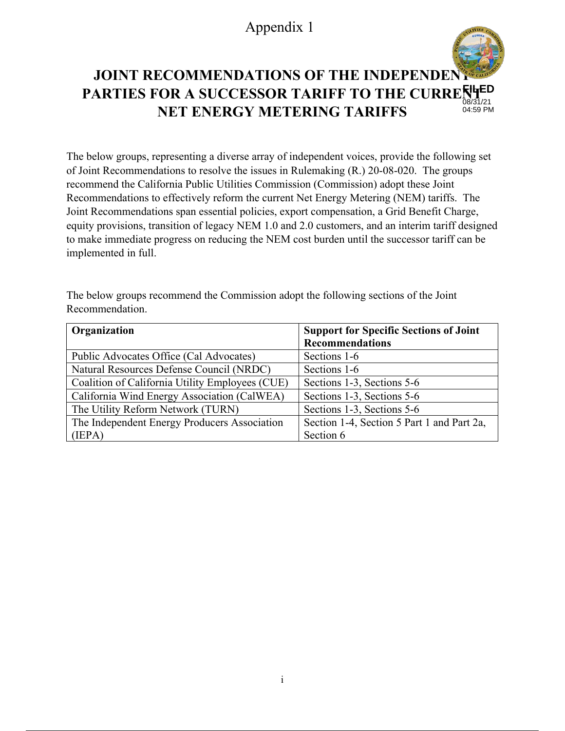Appendix 1

# JOINT RECOMMENDATIONS OF THE INDEPENDENT PARTIES FOR A SUCCESSOR TARIFF TO THE CURRENT NET ENERGY METERING TARIFFS

FILED
08/31/21
04:59 PM

The below groups, representing a diverse array of independent voices, provide the following set of Joint Recommendations to resolve the issues in Rulemaking (R.) 20-08-020. The groups recommend the California Public Utilities Commission (Commission) adopt these Joint Recommendations to effectively reform the current Net Energy Metering (NEM) tariffs. The Joint Recommendations span essential policies, export compensation, a Grid Benefit Charge, equity provisions, transition of legacy NEM 1.0 and 2.0 customers, and an interim tariff designed to make immediate progress on reducing the NEM cost burden until the successor tariff can be implemented in full.

The below groups recommend the Commission adopt the following sections of the Joint Recommendation.

| Organization | Support for Specific Sections of Joint Recommendations |
|---|---|
| Public Advocates Office (Cal Advocates) | Sections 1-6 |
| Natural Resources Defense Council (NRDC) | Sections 1-6 |
| Coalition of California Utility Employees (CUE) | Sections 1-3, Sections 5-6 |
| California Wind Energy Association (CalWEA) | Sections 1-3, Sections 5-6 |
| The Utility Reform Network (TURN) | Sections 1-3, Sections 5-6 |
| The Independent Energy Producers Association (IEPA) | Section 1-4, Section 5 Part 1 and Part 2a, Section 6 |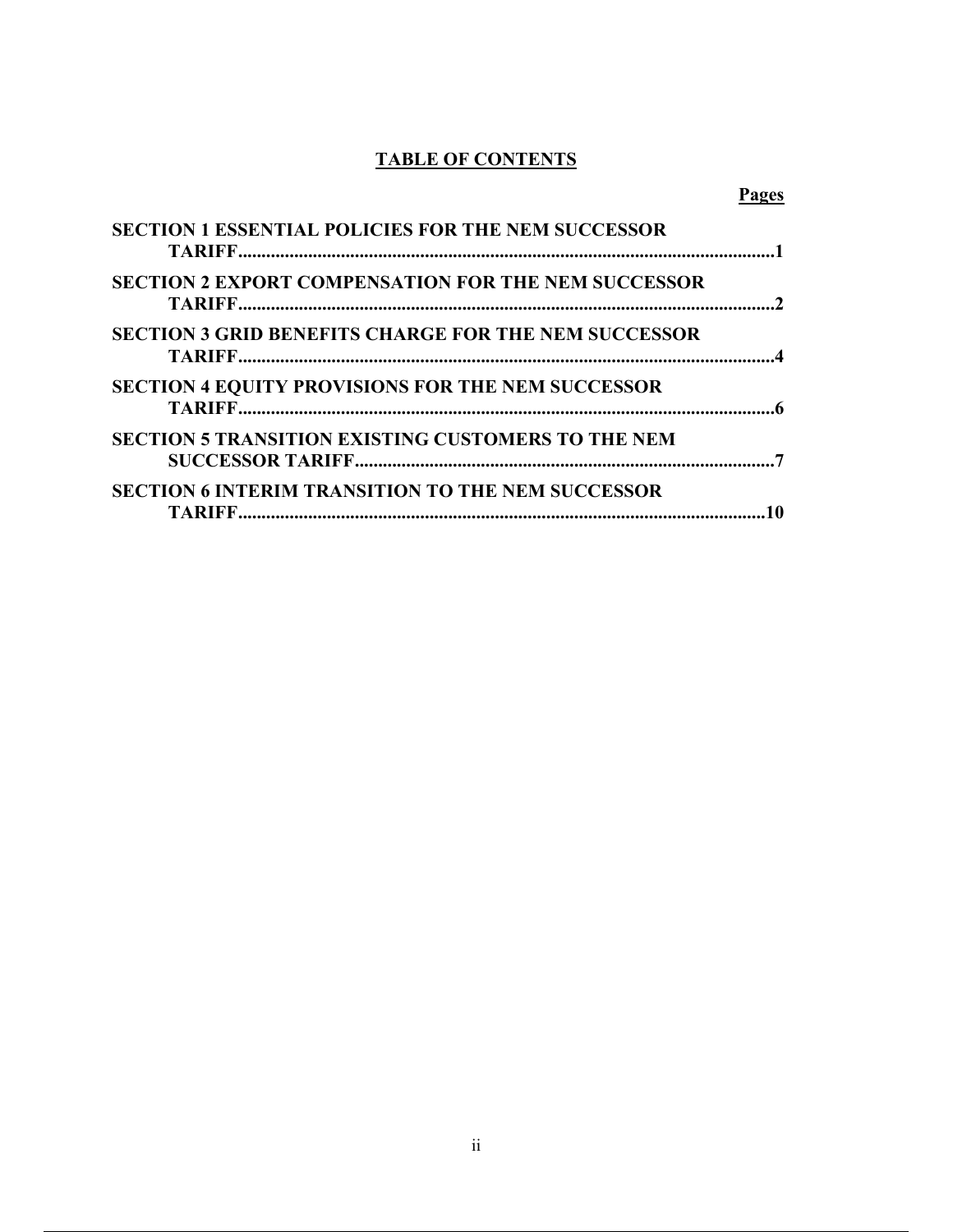# TABLE OF CONTENTS

| | Pages |
|---|---|
| SECTION 1 ESSENTIAL POLICIES FOR THE NEM SUCCESSOR TARIFF | 1 |
| SECTION 2 EXPORT COMPENSATION FOR THE NEM SUCCESSOR TARIFF | 2 |
| SECTION 3 GRID BENEFITS CHARGE FOR THE NEM SUCCESSOR TARIFF | 4 |
| SECTION 4 EQUITY PROVISIONS FOR THE NEM SUCCESSOR TARIFF | 6 |
| SECTION 5 TRANSITION EXISTING CUSTOMERS TO THE NEM SUCCESSOR TARIFF | 7 |
| SECTION 6 INTERIM TRANSITION TO THE NEM SUCCESSOR TARIFF | 10 |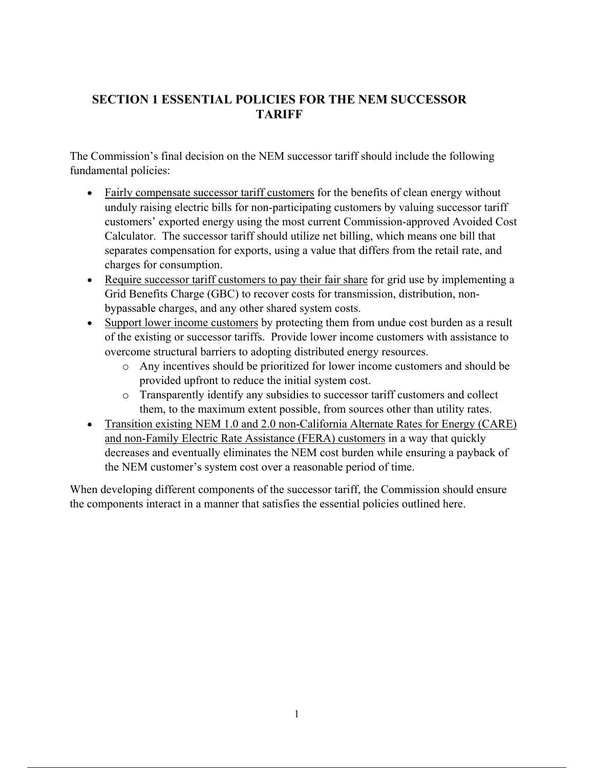## SECTION 1 ESSENTIAL POLICIES FOR THE NEM SUCCESSOR TARIFF

The Commission's final decision on the NEM successor tariff should include the following fundamental policies:

- <u>Fairly compensate successor tariff customers</u> for the benefits of clean energy without unduly raising electric bills for non-participating customers by valuing successor tariff customers' exported energy using the most current Commission-approved Avoided Cost Calculator. The successor tariff should utilize net billing, which means one bill that separates compensation for exports, using a value that differs from the retail rate, and charges for consumption.
- <u>Require successor tariff customers to pay their fair share</u> for grid use by implementing a Grid Benefits Charge (GBC) to recover costs for transmission, distribution, non-bypassable charges, and any other shared system costs.
- <u>Support lower income customers</u> by protecting them from undue cost burden as a result of the existing or successor tariffs. Provide lower income customers with assistance to overcome structural barriers to adopting distributed energy resources.
    - Any incentives should be prioritized for lower income customers and should be provided upfront to reduce the initial system cost.
    - Transparently identify any subsidies to successor tariff customers and collect them, to the maximum extent possible, from sources other than utility rates.
- <u>Transition existing NEM 1.0 and 2.0 non-California Alternate Rates for Energy (CARE) and non-Family Electric Rate Assistance (FERA) customers</u> in a way that quickly decreases and eventually eliminates the NEM cost burden while ensuring a payback of the NEM customer's system cost over a reasonable period of time.

When developing different components of the successor tariff, the Commission should ensure the components interact in a manner that satisfies the essential policies outlined here.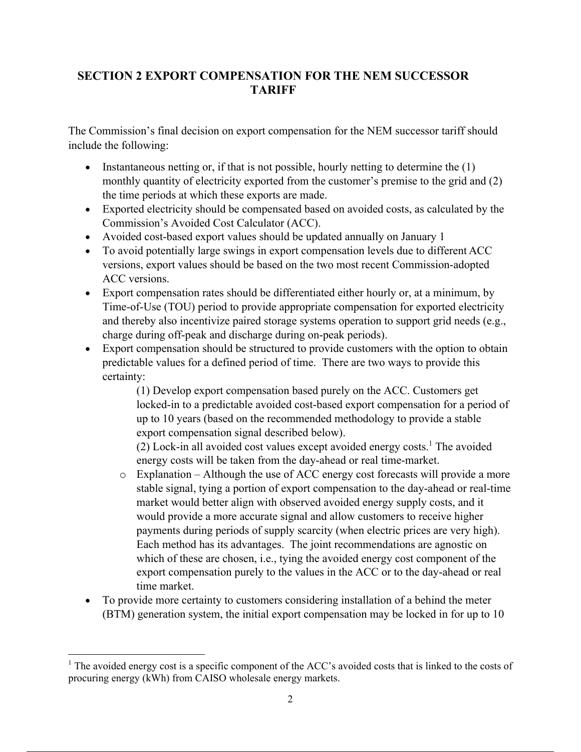## SECTION 2 EXPORT COMPENSATION FOR THE NEM SUCCESSOR TARIFF

The Commission's final decision on export compensation for the NEM successor tariff should include the following:

- Instantaneous netting or, if that is not possible, hourly netting to determine the (1) monthly quantity of electricity exported from the customer's premise to the grid and (2) the time periods at which these exports are made.
- Exported electricity should be compensated based on avoided costs, as calculated by the Commission's Avoided Cost Calculator (ACC).
- Avoided cost-based export values should be updated annually on January 1
- To avoid potentially large swings in export compensation levels due to different ACC versions, export values should be based on the two most recent Commission-adopted ACC versions.
- Export compensation rates should be differentiated either hourly or, at a minimum, by Time-of-Use (TOU) period to provide appropriate compensation for exported electricity and thereby also incentivize paired storage systems operation to support grid needs (e.g., charge during off-peak and discharge during on-peak periods).
- Export compensation should be structured to provide customers with the option to obtain predictable values for a defined period of time. There are two ways to provide this certainty:

  (1) Develop export compensation based purely on the ACC. Customers get locked-in to a predictable avoided cost-based export compensation for a period of up to 10 years (based on the recommended methodology to provide a stable export compensation signal described below).

  (2) Lock-in all avoided cost values except avoided energy costs.[1] The avoided energy costs will be taken from the day-ahead or real time-market.

  - Explanation – Although the use of ACC energy cost forecasts will provide a more stable signal, tying a portion of export compensation to the day-ahead or real-time market would better align with observed avoided energy supply costs, and it would provide a more accurate signal and allow customers to receive higher payments during periods of supply scarcity (when electric prices are very high). Each method has its advantages. The joint recommendations are agnostic on which of these are chosen, i.e., tying the avoided energy cost component of the export compensation purely to the values in the ACC or to the day-ahead or real time market.
- To provide more certainty to customers considering installation of a behind the meter (BTM) generation system, the initial export compensation may be locked in for up to 10

---

[1] The avoided energy cost is a specific component of the ACC's avoided costs that is linked to the costs of procuring energy (kWh) from CAISO wholesale energy markets.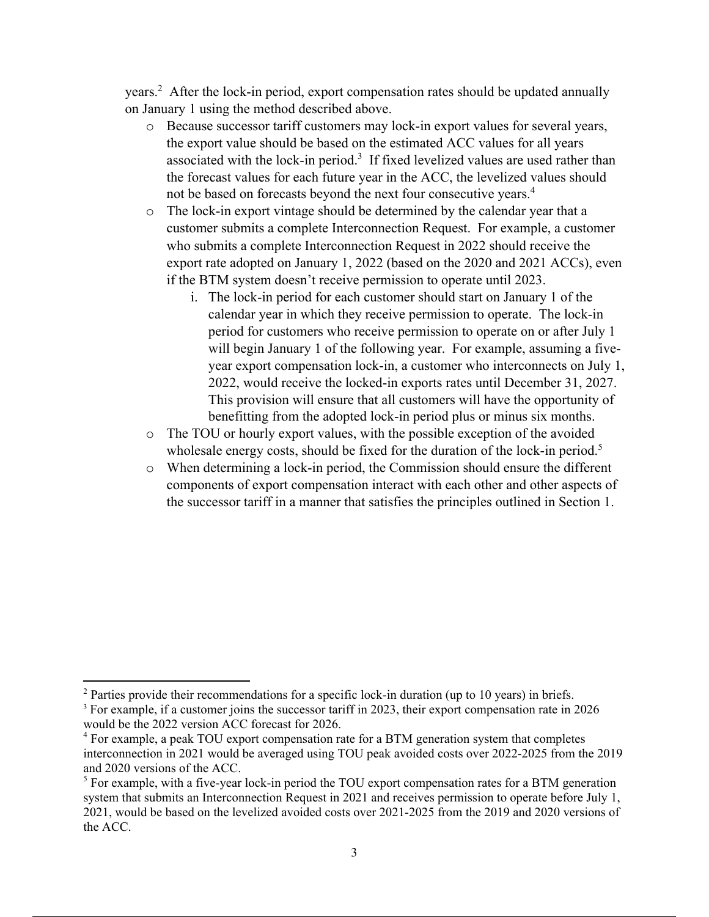years.[2] After the lock-in period, export compensation rates should be updated annually on January 1 using the method described above.

- Because successor tariff customers may lock-in export values for several years, the export value should be based on the estimated ACC values for all years associated with the lock-in period.[3] If fixed levelized values are used rather than the forecast values for each future year in the ACC, the levelized values should not be based on forecasts beyond the next four consecutive years.[4]
- The lock-in export vintage should be determined by the calendar year that a customer submits a complete Interconnection Request. For example, a customer who submits a complete Interconnection Request in 2022 should receive the export rate adopted on January 1, 2022 (based on the 2020 and 2021 ACCs), even if the BTM system doesn't receive permission to operate until 2023.
    i. The lock-in period for each customer should start on January 1 of the calendar year in which they receive permission to operate. The lock-in period for customers who receive permission to operate on or after July 1 will begin January 1 of the following year. For example, assuming a five-year export compensation lock-in, a customer who interconnects on July 1, 2022, would receive the locked-in exports rates until December 31, 2027. This provision will ensure that all customers will have the opportunity of benefitting from the adopted lock-in period plus or minus six months.
- The TOU or hourly export values, with the possible exception of the avoided wholesale energy costs, should be fixed for the duration of the lock-in period.[5]
- When determining a lock-in period, the Commission should ensure the different components of export compensation interact with each other and other aspects of the successor tariff in a manner that satisfies the principles outlined in Section 1.

---

[2] Parties provide their recommendations for a specific lock-in duration (up to 10 years) in briefs.

[3] For example, if a customer joins the successor tariff in 2023, their export compensation rate in 2026 would be the 2022 version ACC forecast for 2026.

[4] For example, a peak TOU export compensation rate for a BTM generation system that completes interconnection in 2021 would be averaged using TOU peak avoided costs over 2022-2025 from the 2019 and 2020 versions of the ACC.

[5] For example, with a five-year lock-in period the TOU export compensation rates for a BTM generation system that submits an Interconnection Request in 2021 and receives permission to operate before July 1, 2021, would be based on the levelized avoided costs over 2021-2025 from the 2019 and 2020 versions of the ACC.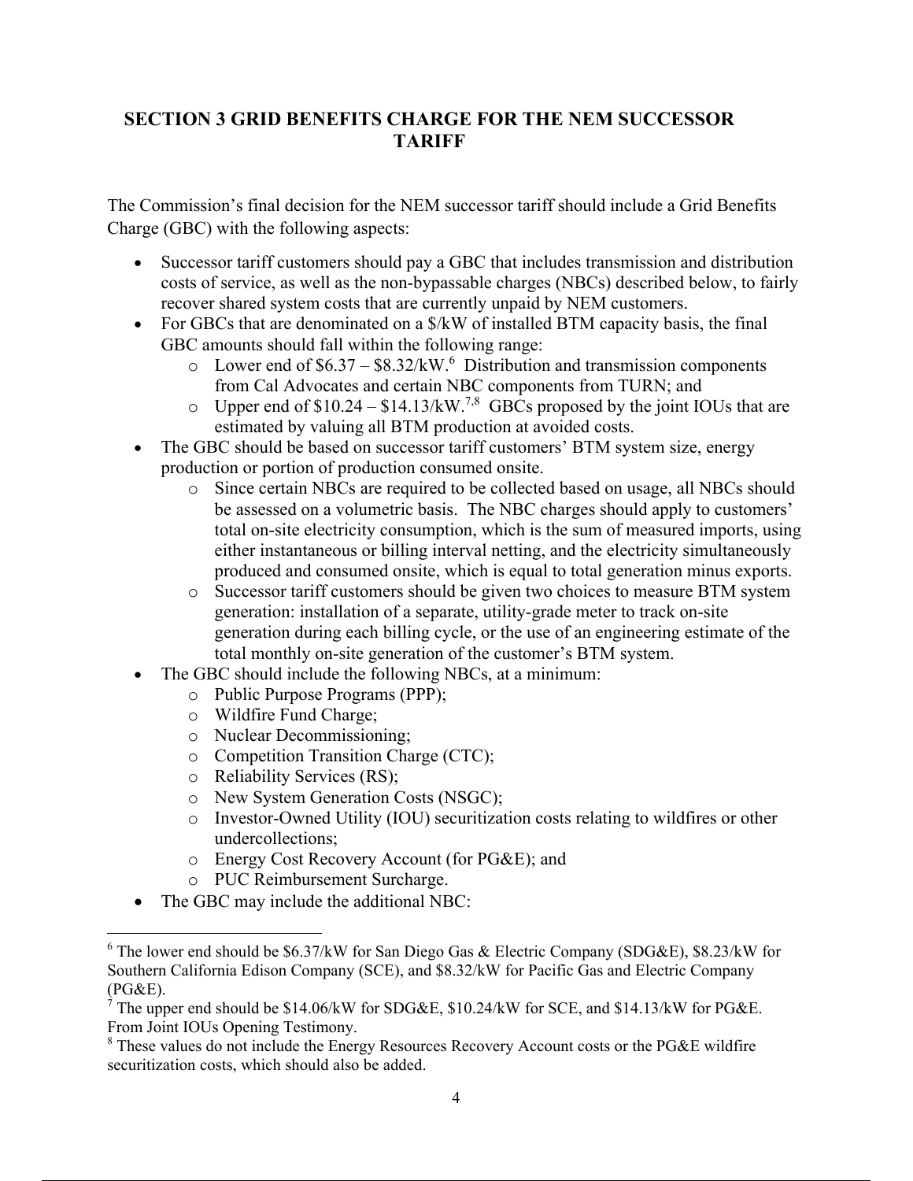## SECTION 3 GRID BENEFITS CHARGE FOR THE NEM SUCCESSOR TARIFF

The Commission's final decision for the NEM successor tariff should include a Grid Benefits Charge (GBC) with the following aspects:

- Successor tariff customers should pay a GBC that includes transmission and distribution costs of service, as well as the non-bypassable charges (NBCs) described below, to fairly recover shared system costs that are currently unpaid by NEM customers.
- For GBCs that are denominated on a $/kW of installed BTM capacity basis, the final GBC amounts should fall within the following range:
  - Lower end of $6.37 – $8.32/kW.[6] Distribution and transmission components from Cal Advocates and certain NBC components from TURN; and
  - Upper end of $10.24 – $14.13/kW.[7,8] GBCs proposed by the joint IOUs that are estimated by valuing all BTM production at avoided costs.
- The GBC should be based on successor tariff customers' BTM system size, energy production or portion of production consumed onsite.
  - Since certain NBCs are required to be collected based on usage, all NBCs should be assessed on a volumetric basis. The NBC charges should apply to customers' total on-site electricity consumption, which is the sum of measured imports, using either instantaneous or billing interval netting, and the electricity simultaneously produced and consumed onsite, which is equal to total generation minus exports.
  - Successor tariff customers should be given two choices to measure BTM system generation: installation of a separate, utility-grade meter to track on-site generation during each billing cycle, or the use of an engineering estimate of the total monthly on-site generation of the customer's BTM system.
- The GBC should include the following NBCs, at a minimum:
  - Public Purpose Programs (PPP);
  - Wildfire Fund Charge;
  - Nuclear Decommissioning;
  - Competition Transition Charge (CTC);
  - Reliability Services (RS);
  - New System Generation Costs (NSGC);
  - Investor-Owned Utility (IOU) securitization costs relating to wildfires or other undercollections;
  - Energy Cost Recovery Account (for PG&E); and
  - PUC Reimbursement Surcharge.
- The GBC may include the additional NBC:

---

[6] The lower end should be $6.37/kW for San Diego Gas & Electric Company (SDG&E), $8.23/kW for Southern California Edison Company (SCE), and $8.32/kW for Pacific Gas and Electric Company (PG&E).

[7] The upper end should be $14.06/kW for SDG&E, $10.24/kW for SCE, and $14.13/kW for PG&E. From Joint IOUs Opening Testimony.

[8] These values do not include the Energy Resources Recovery Account costs or the PG&E wildfire securitization costs, which should also be added.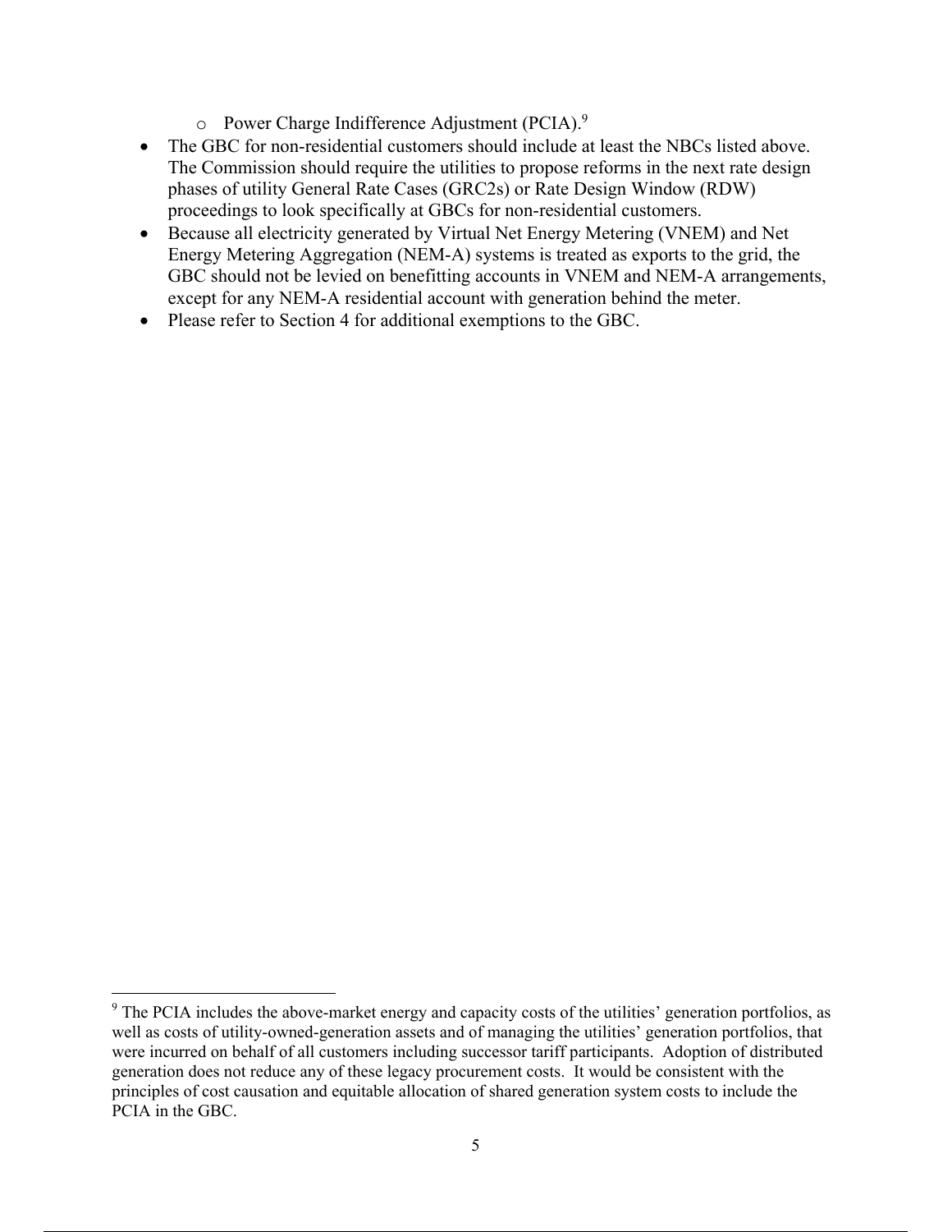- Power Charge Indifference Adjustment (PCIA).[9]
- The GBC for non-residential customers should include at least the NBCs listed above. The Commission should require the utilities to propose reforms in the next rate design phases of utility General Rate Cases (GRC2s) or Rate Design Window (RDW) proceedings to look specifically at GBCs for non-residential customers.
- Because all electricity generated by Virtual Net Energy Metering (VNEM) and Net Energy Metering Aggregation (NEM-A) systems is treated as exports to the grid, the GBC should not be levied on benefitting accounts in VNEM and NEM-A arrangements, except for any NEM-A residential account with generation behind the meter.
- Please refer to Section 4 for additional exemptions to the GBC.

[9] The PCIA includes the above-market energy and capacity costs of the utilities' generation portfolios, as well as costs of utility-owned-generation assets and of managing the utilities' generation portfolios, that were incurred on behalf of all customers including successor tariff participants. Adoption of distributed generation does not reduce any of these legacy procurement costs. It would be consistent with the principles of cost causation and equitable allocation of shared generation system costs to include the PCIA in the GBC.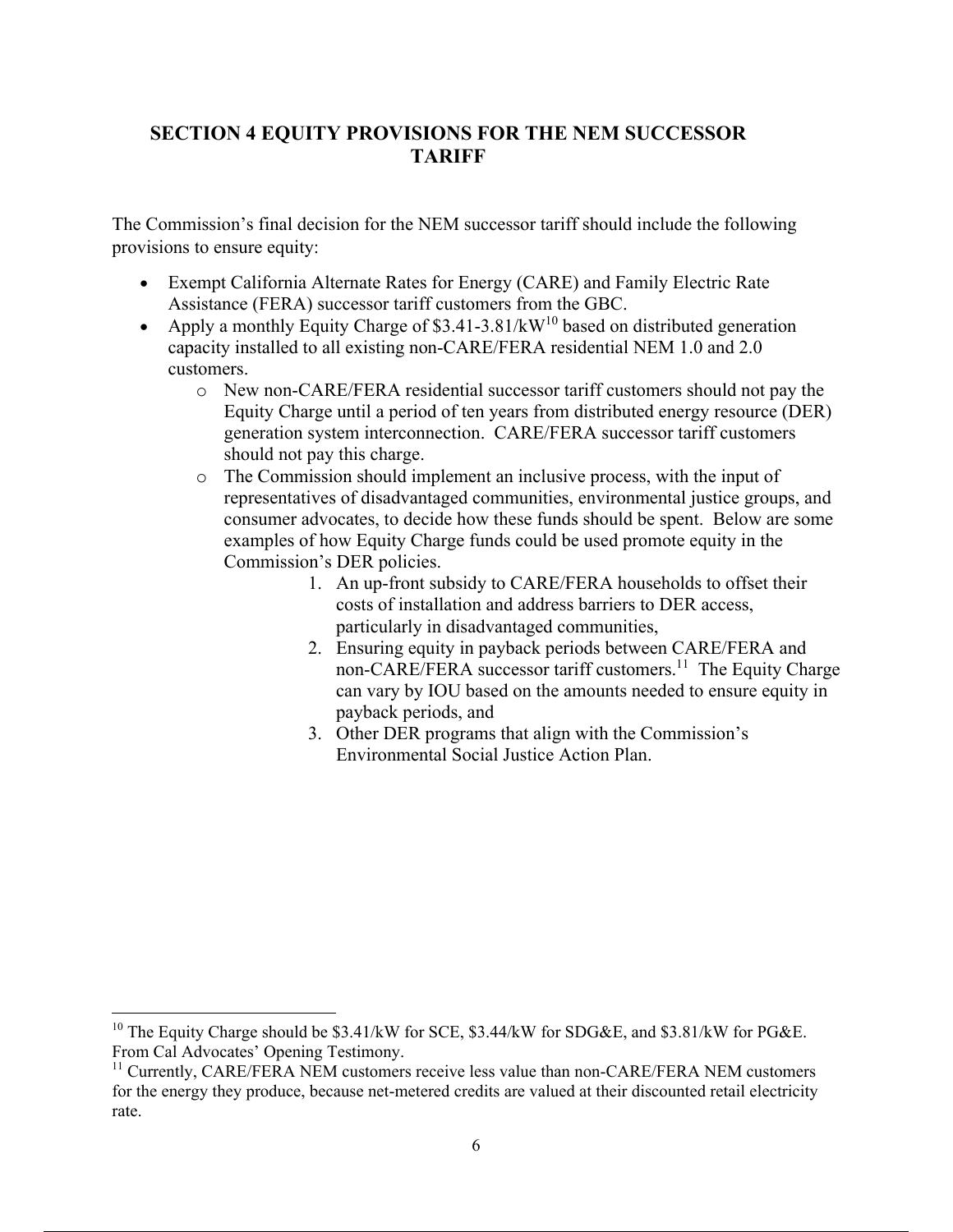# SECTION 4 EQUITY PROVISIONS FOR THE NEM SUCCESSOR TARIFF

The Commission's final decision for the NEM successor tariff should include the following provisions to ensure equity:

- Exempt California Alternate Rates for Energy (CARE) and Family Electric Rate Assistance (FERA) successor tariff customers from the GBC.
- Apply a monthly Equity Charge of $3.41-3.81/kW[10] based on distributed generation capacity installed to all existing non-CARE/FERA residential NEM 1.0 and 2.0 customers.
  - New non-CARE/FERA residential successor tariff customers should not pay the Equity Charge until a period of ten years from distributed energy resource (DER) generation system interconnection. CARE/FERA successor tariff customers should not pay this charge.
  - The Commission should implement an inclusive process, with the input of representatives of disadvantaged communities, environmental justice groups, and consumer advocates, to decide how these funds should be spent. Below are some examples of how Equity Charge funds could be used promote equity in the Commission's DER policies.
    1. An up-front subsidy to CARE/FERA households to offset their costs of installation and address barriers to DER access, particularly in disadvantaged communities,
    2. Ensuring equity in payback periods between CARE/FERA and non-CARE/FERA successor tariff customers.[11] The Equity Charge can vary by IOU based on the amounts needed to ensure equity in payback periods, and
    3. Other DER programs that align with the Commission's Environmental Social Justice Action Plan.

[10] The Equity Charge should be $3.41/kW for SCE, $3.44/kW for SDG&E, and $3.81/kW for PG&E. From Cal Advocates' Opening Testimony.

[11] Currently, CARE/FERA NEM customers receive less value than non-CARE/FERA NEM customers for the energy they produce, because net-metered credits are valued at their discounted retail electricity rate.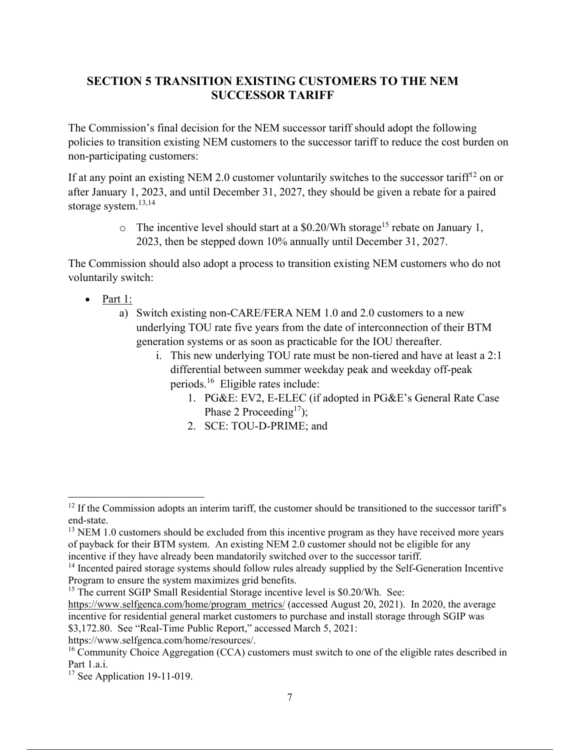## SECTION 5 TRANSITION EXISTING CUSTOMERS TO THE NEM SUCCESSOR TARIFF

The Commission's final decision for the NEM successor tariff should adopt the following policies to transition existing NEM customers to the successor tariff to reduce the cost burden on non-participating customers:

If at any point an existing NEM 2.0 customer voluntarily switches to the successor tariff[12] on or after January 1, 2023, and until December 31, 2027, they should be given a rebate for a paired storage system.[13,14]

- The incentive level should start at a $0.20/Wh storage[15] rebate on January 1, 2023, then be stepped down 10% annually until December 31, 2027.

The Commission should also adopt a process to transition existing NEM customers who do not voluntarily switch:

- Part 1:
  a) Switch existing non-CARE/FERA NEM 1.0 and 2.0 customers to a new underlying TOU rate five years from the date of interconnection of their BTM generation systems or as soon as practicable for the IOU thereafter.
     i. This new underlying TOU rate must be non-tiered and have at least a 2:1 differential between summer weekday peak and weekday off-peak periods.[16] Eligible rates include:
        1. PG&E: EV2, E-ELEC (if adopted in PG&E's General Rate Case Phase 2 Proceeding[17]);
        2. SCE: TOU-D-PRIME; and

---

[12] If the Commission adopts an interim tariff, the customer should be transitioned to the successor tariff's end-state.

[13] NEM 1.0 customers should be excluded from this incentive program as they have received more years of payback for their BTM system. An existing NEM 2.0 customer should not be eligible for any incentive if they have already been mandatorily switched over to the successor tariff.

[14] Incented paired storage systems should follow rules already supplied by the Self-Generation Incentive Program to ensure the system maximizes grid benefits.

[15] The current SGIP Small Residential Storage incentive level is $0.20/Wh. See: https://www.selfgenca.com/home/program_metrics/ (accessed August 20, 2021). In 2020, the average incentive for residential general market customers to purchase and install storage through SGIP was $3,172.80. See "Real-Time Public Report," accessed March 5, 2021: https://www.selfgenca.com/home/resources/.

[16] Community Choice Aggregation (CCA) customers must switch to one of the eligible rates described in Part 1.a.i.

[17] See Application 19-11-019.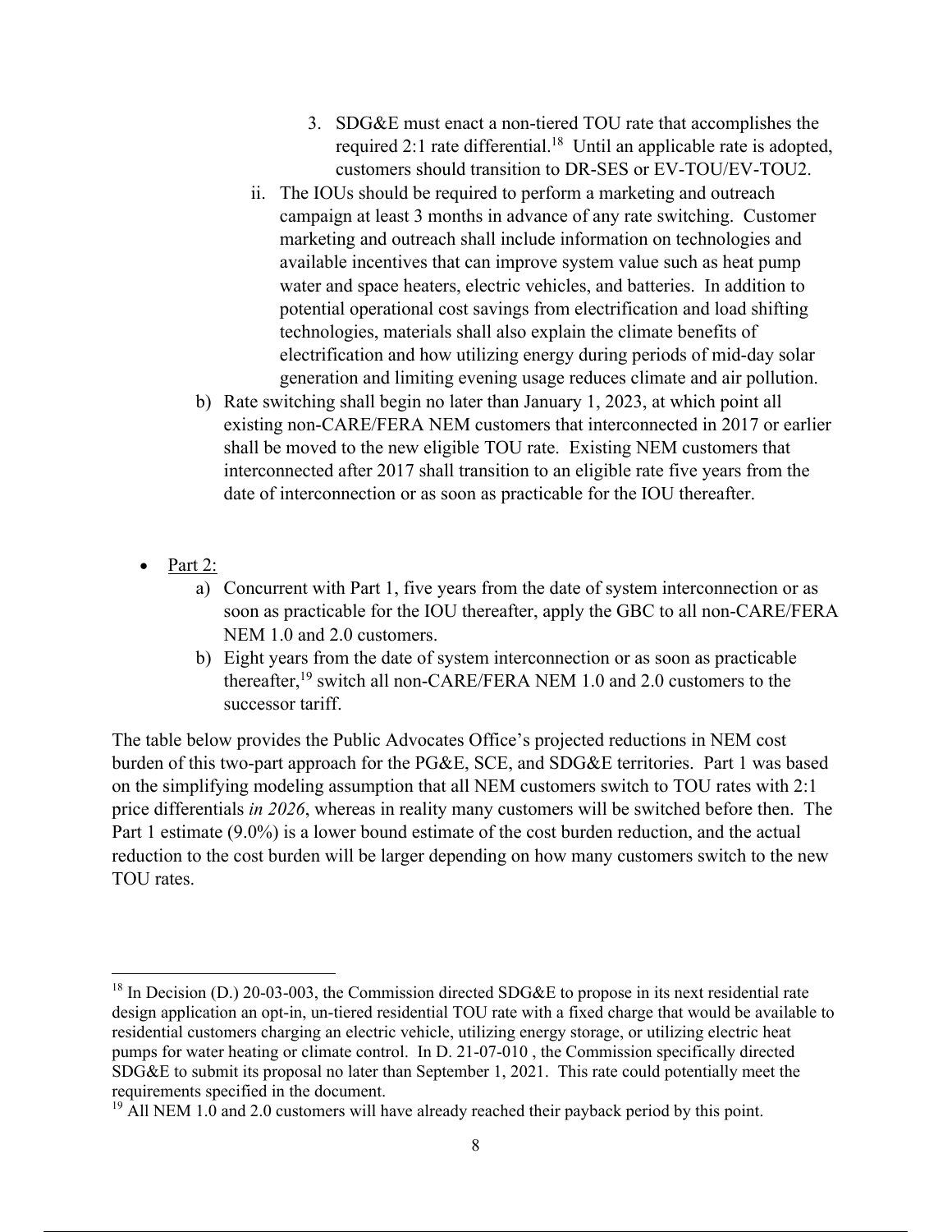3. SDG&E must enact a non-tiered TOU rate that accomplishes the required 2:1 rate differential.[18] Until an applicable rate is adopted, customers should transition to DR-SES or EV-TOU/EV-TOU2.

ii. The IOUs should be required to perform a marketing and outreach campaign at least 3 months in advance of any rate switching. Customer marketing and outreach shall include information on technologies and available incentives that can improve system value such as heat pump water and space heaters, electric vehicles, and batteries. In addition to potential operational cost savings from electrification and load shifting technologies, materials shall also explain the climate benefits of electrification and how utilizing energy during periods of mid-day solar generation and limiting evening usage reduces climate and air pollution.

b) Rate switching shall begin no later than January 1, 2023, at which point all existing non-CARE/FERA NEM customers that interconnected in 2017 or earlier shall be moved to the new eligible TOU rate. Existing NEM customers that interconnected after 2017 shall transition to an eligible rate five years from the date of interconnection or as soon as practicable for the IOU thereafter.

- <u>Part 2:</u>
  - a) Concurrent with Part 1, five years from the date of system interconnection or as soon as practicable for the IOU thereafter, apply the GBC to all non-CARE/FERA NEM 1.0 and 2.0 customers.
  - b) Eight years from the date of system interconnection or as soon as practicable thereafter,[19] switch all non-CARE/FERA NEM 1.0 and 2.0 customers to the successor tariff.

The table below provides the Public Advocates Office's projected reductions in NEM cost burden of this two-part approach for the PG&E, SCE, and SDG&E territories. Part 1 was based on the simplifying modeling assumption that all NEM customers switch to TOU rates with 2:1 price differentials *in 2026*, whereas in reality many customers will be switched before then. The Part 1 estimate (9.0%) is a lower bound estimate of the cost burden reduction, and the actual reduction to the cost burden will be larger depending on how many customers switch to the new TOU rates.

[18] In Decision (D.) 20-03-003, the Commission directed SDG&E to propose in its next residential rate design application an opt-in, un-tiered residential TOU rate with a fixed charge that would be available to residential customers charging an electric vehicle, utilizing energy storage, or utilizing electric heat pumps for water heating or climate control. In D. 21-07-010 , the Commission specifically directed SDG&E to submit its proposal no later than September 1, 2021. This rate could potentially meet the requirements specified in the document.

[19] All NEM 1.0 and 2.0 customers will have already reached their payback period by this point.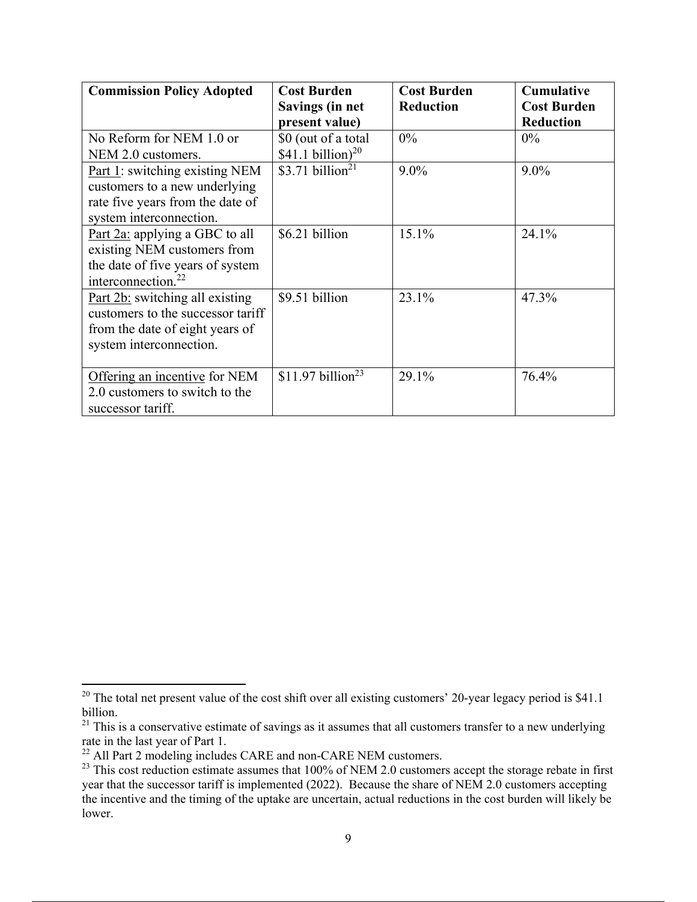| Commission Policy Adopted | Cost Burden Savings (in net present value) | Cost Burden Reduction | Cumulative Cost Burden Reduction |
|---|---|---|---|
| No Reform for NEM 1.0 or NEM 2.0 customers. | $0 (out of a total $41.1 billion)[20] | 0% | 0% |
| Part 1: switching existing NEM customers to a new underlying rate five years from the date of system interconnection. | $3.71 billion[21] | 9.0% | 9.0% |
| Part 2a: applying a GBC to all existing NEM customers from the date of five years of system interconnection.[22] | $6.21 billion | 15.1% | 24.1% |
| Part 2b: switching all existing customers to the successor tariff from the date of eight years of system interconnection. | $9.51 billion | 23.1% | 47.3% |
| Offering an incentive for NEM 2.0 customers to switch to the successor tariff. | $11.97 billion[23] | 29.1% | 76.4% |

[20] The total net present value of the cost shift over all existing customers' 20-year legacy period is $41.1 billion.

[21] This is a conservative estimate of savings as it assumes that all customers transfer to a new underlying rate in the last year of Part 1.

[22] All Part 2 modeling includes CARE and non-CARE NEM customers.

[23] This cost reduction estimate assumes that 100% of NEM 2.0 customers accept the storage rebate in first year that the successor tariff is implemented (2022). Because the share of NEM 2.0 customers accepting the incentive and the timing of the uptake are uncertain, actual reductions in the cost burden will likely be lower.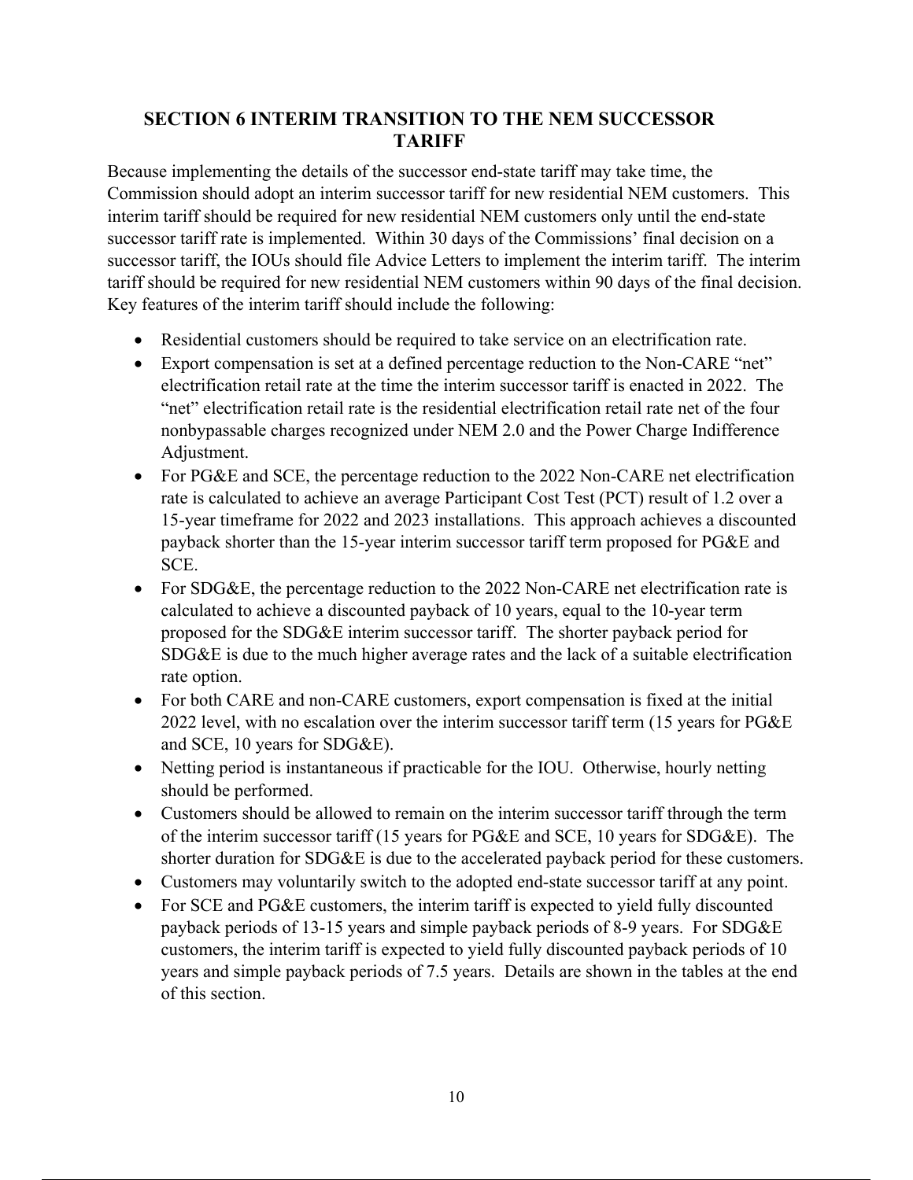## SECTION 6 INTERIM TRANSITION TO THE NEM SUCCESSOR TARIFF

Because implementing the details of the successor end-state tariff may take time, the Commission should adopt an interim successor tariff for new residential NEM customers. This interim tariff should be required for new residential NEM customers only until the end-state successor tariff rate is implemented. Within 30 days of the Commissions' final decision on a successor tariff, the IOUs should file Advice Letters to implement the interim tariff. The interim tariff should be required for new residential NEM customers within 90 days of the final decision. Key features of the interim tariff should include the following:

- Residential customers should be required to take service on an electrification rate.
- Export compensation is set at a defined percentage reduction to the Non-CARE "net" electrification retail rate at the time the interim successor tariff is enacted in 2022. The "net" electrification retail rate is the residential electrification retail rate net of the four nonbypassable charges recognized under NEM 2.0 and the Power Charge Indifference Adjustment.
- For PG&E and SCE, the percentage reduction to the 2022 Non-CARE net electrification rate is calculated to achieve an average Participant Cost Test (PCT) result of 1.2 over a 15-year timeframe for 2022 and 2023 installations. This approach achieves a discounted payback shorter than the 15-year interim successor tariff term proposed for PG&E and SCE.
- For SDG&E, the percentage reduction to the 2022 Non-CARE net electrification rate is calculated to achieve a discounted payback of 10 years, equal to the 10-year term proposed for the SDG&E interim successor tariff. The shorter payback period for SDG&E is due to the much higher average rates and the lack of a suitable electrification rate option.
- For both CARE and non-CARE customers, export compensation is fixed at the initial 2022 level, with no escalation over the interim successor tariff term (15 years for PG&E and SCE, 10 years for SDG&E).
- Netting period is instantaneous if practicable for the IOU. Otherwise, hourly netting should be performed.
- Customers should be allowed to remain on the interim successor tariff through the term of the interim successor tariff (15 years for PG&E and SCE, 10 years for SDG&E). The shorter duration for SDG&E is due to the accelerated payback period for these customers.
- Customers may voluntarily switch to the adopted end-state successor tariff at any point.
- For SCE and PG&E customers, the interim tariff is expected to yield fully discounted payback periods of 13-15 years and simple payback periods of 8-9 years. For SDG&E customers, the interim tariff is expected to yield fully discounted payback periods of 10 years and simple payback periods of 7.5 years. Details are shown in the tables at the end of this section.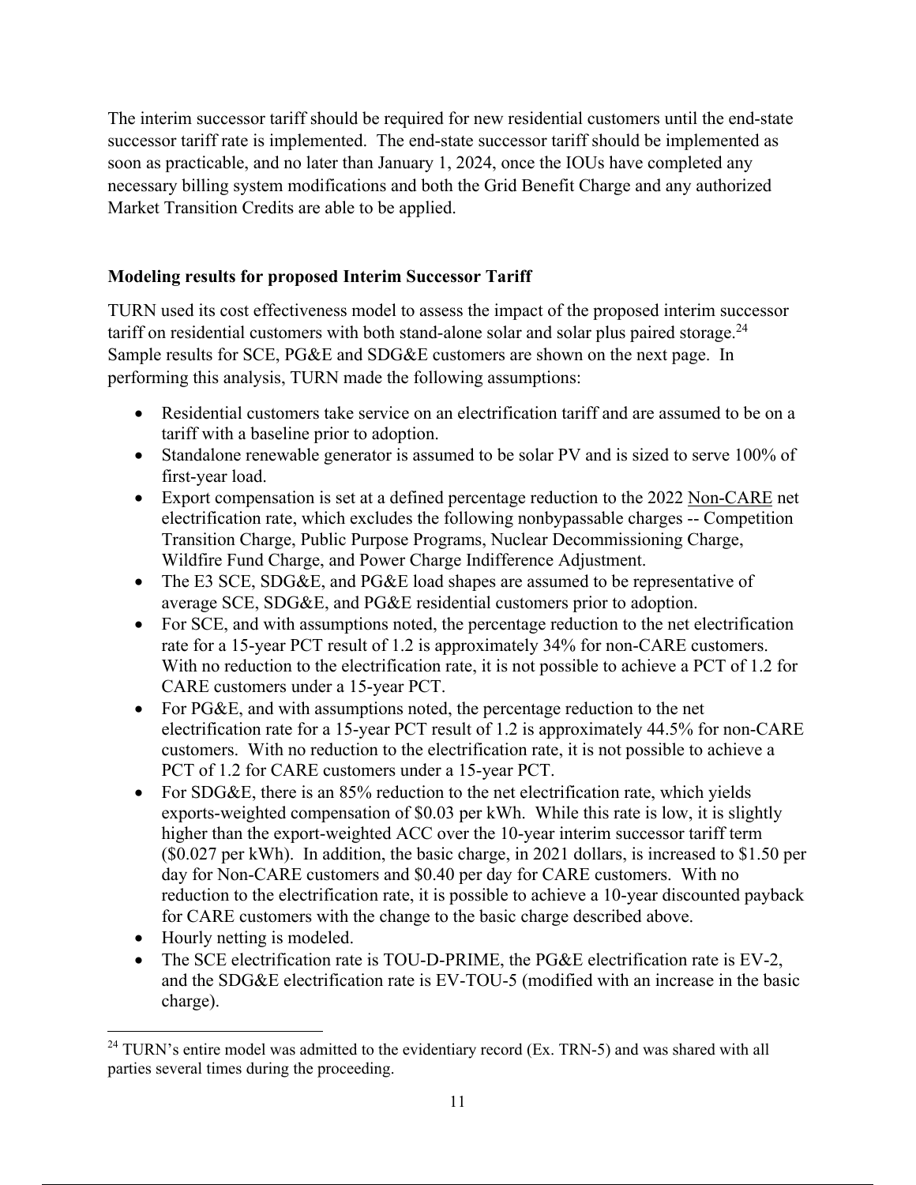The interim successor tariff should be required for new residential customers until the end-state successor tariff rate is implemented. The end-state successor tariff should be implemented as soon as practicable, and no later than January 1, 2024, once the IOUs have completed any necessary billing system modifications and both the Grid Benefit Charge and any authorized Market Transition Credits are able to be applied.

**Modeling results for proposed Interim Successor Tariff**

TURN used its cost effectiveness model to assess the impact of the proposed interim successor tariff on residential customers with both stand-alone solar and solar plus paired storage.[24] Sample results for SCE, PG&E and SDG&E customers are shown on the next page. In performing this analysis, TURN made the following assumptions:

- Residential customers take service on an electrification tariff and are assumed to be on a tariff with a baseline prior to adoption.
- Standalone renewable generator is assumed to be solar PV and is sized to serve 100% of first-year load.
- Export compensation is set at a defined percentage reduction to the 2022 Non-CARE net electrification rate, which excludes the following nonbypassable charges -- Competition Transition Charge, Public Purpose Programs, Nuclear Decommissioning Charge, Wildfire Fund Charge, and Power Charge Indifference Adjustment.
- The E3 SCE, SDG&E, and PG&E load shapes are assumed to be representative of average SCE, SDG&E, and PG&E residential customers prior to adoption.
- For SCE, and with assumptions noted, the percentage reduction to the net electrification rate for a 15-year PCT result of 1.2 is approximately 34% for non-CARE customers. With no reduction to the electrification rate, it is not possible to achieve a PCT of 1.2 for CARE customers under a 15-year PCT.
- For PG&E, and with assumptions noted, the percentage reduction to the net electrification rate for a 15-year PCT result of 1.2 is approximately 44.5% for non-CARE customers. With no reduction to the electrification rate, it is not possible to achieve a PCT of 1.2 for CARE customers under a 15-year PCT.
- For SDG&E, there is an 85% reduction to the net electrification rate, which yields exports-weighted compensation of $0.03 per kWh. While this rate is low, it is slightly higher than the export-weighted ACC over the 10-year interim successor tariff term ($0.027 per kWh). In addition, the basic charge, in 2021 dollars, is increased to $1.50 per day for Non-CARE customers and $0.40 per day for CARE customers. With no reduction to the electrification rate, it is possible to achieve a 10-year discounted payback for CARE customers with the change to the basic charge described above.
- Hourly netting is modeled.
- The SCE electrification rate is TOU-D-PRIME, the PG&E electrification rate is EV-2, and the SDG&E electrification rate is EV-TOU-5 (modified with an increase in the basic charge).

[24] TURN's entire model was admitted to the evidentiary record (Ex. TRN-5) and was shared with all parties several times during the proceeding.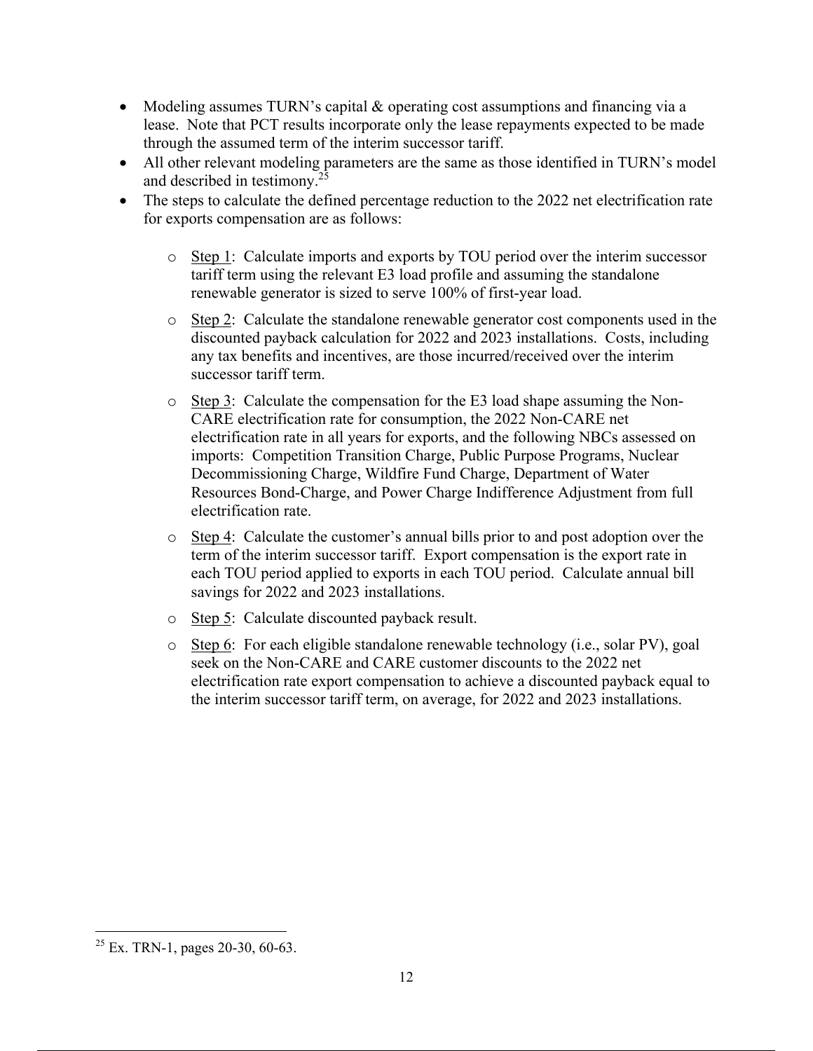- Modeling assumes TURN's capital & operating cost assumptions and financing via a lease. Note that PCT results incorporate only the lease repayments expected to be made through the assumed term of the interim successor tariff.
- All other relevant modeling parameters are the same as those identified in TURN's model and described in testimony.[25]
- The steps to calculate the defined percentage reduction to the 2022 net electrification rate for exports compensation are as follows:
  - Step 1: Calculate imports and exports by TOU period over the interim successor tariff term using the relevant E3 load profile and assuming the standalone renewable generator is sized to serve 100% of first-year load.
  - Step 2: Calculate the standalone renewable generator cost components used in the discounted payback calculation for 2022 and 2023 installations. Costs, including any tax benefits and incentives, are those incurred/received over the interim successor tariff term.
  - Step 3: Calculate the compensation for the E3 load shape assuming the Non-CARE electrification rate for consumption, the 2022 Non-CARE net electrification rate in all years for exports, and the following NBCs assessed on imports: Competition Transition Charge, Public Purpose Programs, Nuclear Decommissioning Charge, Wildfire Fund Charge, Department of Water Resources Bond-Charge, and Power Charge Indifference Adjustment from full electrification rate.
  - Step 4: Calculate the customer's annual bills prior to and post adoption over the term of the interim successor tariff. Export compensation is the export rate in each TOU period applied to exports in each TOU period. Calculate annual bill savings for 2022 and 2023 installations.
  - Step 5: Calculate discounted payback result.
  - Step 6: For each eligible standalone renewable technology (i.e., solar PV), goal seek on the Non-CARE and CARE customer discounts to the 2022 net electrification rate export compensation to achieve a discounted payback equal to the interim successor tariff term, on average, for 2022 and 2023 installations.

[25] Ex. TRN-1, pages 20-30, 60-63.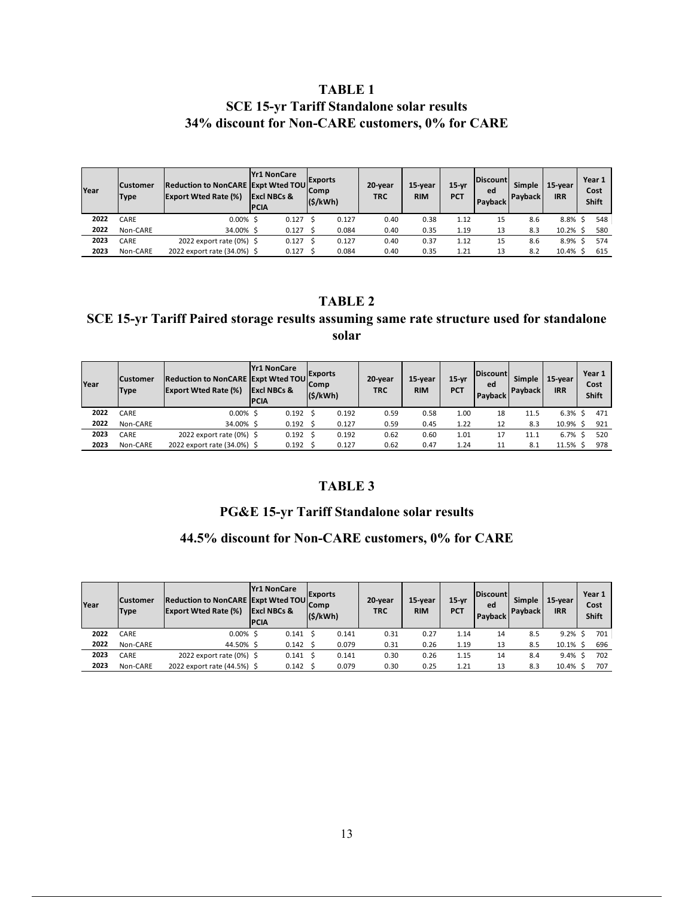# TABLE 1

## SCE 15-yr Tariff Standalone solar results

## 34% discount for Non-CARE customers, 0% for CARE

| Year | Customer Type | Reduction to NonCARE Export Wted Rate (%) | Yr1 NonCare Expt Wted TOU Excl NBCs & PCIA | Exports Comp ($/kWh) | 20-year TRC | 15-year RIM | 15-yr PCT | Discounted Payback | Simple Payback | 15-year IRR | Year 1 Cost Shift |
|---|---|---|---|---|---|---|---|---|---|---|---|
| 2022 | CARE | 0.00% | $ 0.127 | $ 0.127 | 0.40 | 0.38 | 1.12 | 15 | 8.6 | 8.8% | $ 548 |
| 2022 | Non-CARE | 34.00% | $ 0.127 | $ 0.084 | 0.40 | 0.35 | 1.19 | 13 | 8.3 | 10.2% | $ 580 |
| 2023 | CARE | 2022 export rate (0%) | $ 0.127 | $ 0.127 | 0.40 | 0.37 | 1.12 | 15 | 8.6 | 8.9% | $ 574 |
| 2023 | Non-CARE | 2022 export rate (34.0%) | $ 0.127 | $ 0.084 | 0.40 | 0.35 | 1.21 | 13 | 8.2 | 10.4% | $ 615 |

# TABLE 2

## SCE 15-yr Tariff Paired storage results assuming same rate structure used for standalone solar

| Year | Customer Type | Reduction to NonCARE Export Wted Rate (%) | Yr1 NonCare Expt Wted TOU Excl NBCs & PCIA | Exports Comp ($/kWh) | 20-year TRC | 15-year RIM | 15-yr PCT | Discounted Payback | Simple Payback | 15-year IRR | Year 1 Cost Shift |
|---|---|---|---|---|---|---|---|---|---|---|---|
| 2022 | CARE | 0.00% | $ 0.192 | $ 0.192 | 0.59 | 0.58 | 1.00 | 18 | 11.5 | 6.3% | $ 471 |
| 2022 | Non-CARE | 34.00% | $ 0.192 | $ 0.127 | 0.59 | 0.45 | 1.22 | 12 | 8.3 | 10.9% | $ 921 |
| 2023 | CARE | 2022 export rate (0%) | $ 0.192 | $ 0.192 | 0.62 | 0.60 | 1.01 | 17 | 11.1 | 6.7% | $ 520 |
| 2023 | Non-CARE | 2022 export rate (34.0%) | $ 0.192 | $ 0.127 | 0.62 | 0.47 | 1.24 | 11 | 8.1 | 11.5% | $ 978 |

# TABLE 3

## PG&E 15-yr Tariff Standalone solar results

## 44.5% discount for Non-CARE customers, 0% for CARE

| Year | Customer Type | Reduction to NonCARE Export Wted Rate (%) | Yr1 NonCare Expt Wted TOU Excl NBCs & PCIA | Exports Comp ($/kWh) | 20-year TRC | 15-year RIM | 15-yr PCT | Discounted Payback | Simple Payback | 15-year IRR | Year 1 Cost Shift |
|---|---|---|---|---|---|---|---|---|---|---|---|
| 2022 | CARE | 0.00% | $ 0.141 | $ 0.141 | 0.31 | 0.27 | 1.14 | 14 | 8.5 | 9.2% | $ 701 |
| 2022 | Non-CARE | 44.50% | $ 0.142 | $ 0.079 | 0.31 | 0.26 | 1.19 | 13 | 8.5 | 10.1% | $ 696 |
| 2023 | CARE | 2022 export rate (0%) | $ 0.141 | $ 0.141 | 0.30 | 0.26 | 1.15 | 14 | 8.4 | 9.4% | $ 702 |
| 2023 | Non-CARE | 2022 export rate (44.5%) | $ 0.142 | $ 0.079 | 0.30 | 0.25 | 1.21 | 13 | 8.3 | 10.4% | $ 707 |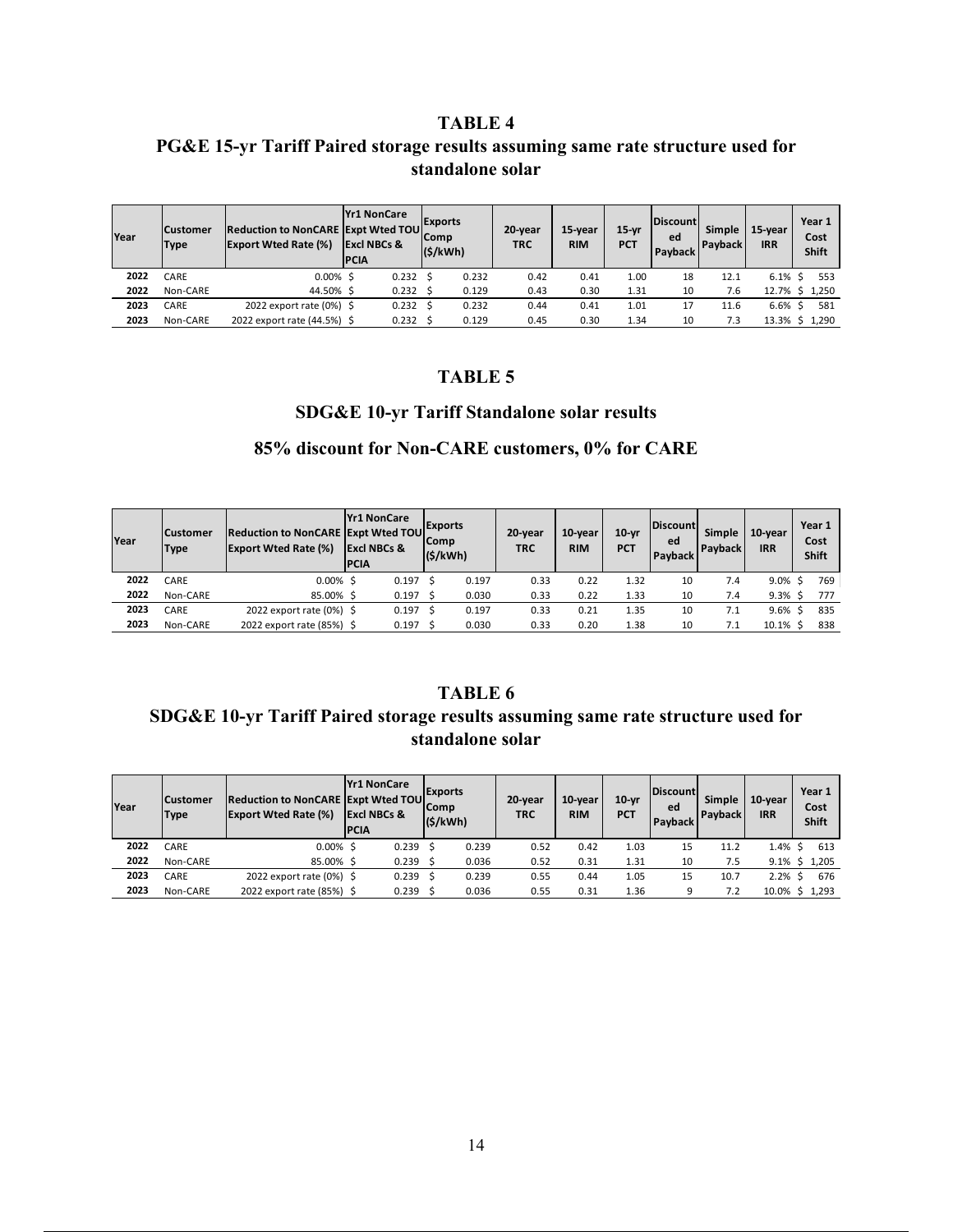## TABLE 4

## PG&E 15-yr Tariff Paired storage results assuming same rate structure used for standalone solar

| Year | Customer Type | Reduction to NonCARE Export Wted Rate (%) | Yr1 NonCare Expt Wted TOU Excl NBCs & PCIA | Exports Comp ($/kWh) | 20-year TRC | 15-year RIM | 15-yr PCT | Discounted Payback | Simple Payback | 15-year IRR | Year 1 Cost Shift |
|---|---|---|---|---|---|---|---|---|---|---|---|
| 2022 | CARE | 0.00% | $ 0.232 | $ 0.232 | 0.42 | 0.41 | 1.00 | 18 | 12.1 | 6.1% | $ 553 |
| 2022 | Non-CARE | 44.50% | $ 0.232 | $ 0.129 | 0.43 | 0.30 | 1.31 | 10 | 7.6 | 12.7% | $ 1,250 |
| 2023 | CARE | 2022 export rate (0%) | $ 0.232 | $ 0.232 | 0.44 | 0.41 | 1.01 | 17 | 11.6 | 6.6% | $ 581 |
| 2023 | Non-CARE | 2022 export rate (44.5%) | $ 0.232 | $ 0.129 | 0.45 | 0.30 | 1.34 | 10 | 7.3 | 13.3% | $ 1,290 |

## TABLE 5

## SDG&E 10-yr Tariff Standalone solar results

## 85% discount for Non-CARE customers, 0% for CARE

| Year | Customer Type | Reduction to NonCARE Export Wted Rate (%) | Yr1 NonCare Expt Wted TOU Excl NBCs & PCIA | Exports Comp ($/kWh) | 20-year TRC | 10-year RIM | 10-yr PCT | Discounted Payback | Simple Payback | 10-year IRR | Year 1 Cost Shift |
|---|---|---|---|---|---|---|---|---|---|---|---|
| 2022 | CARE | 0.00% | $ 0.197 | $ 0.197 | 0.33 | 0.22 | 1.32 | 10 | 7.4 | 9.0% | $ 769 |
| 2022 | Non-CARE | 85.00% | $ 0.197 | $ 0.030 | 0.33 | 0.22 | 1.33 | 10 | 7.4 | 9.3% | $ 777 |
| 2023 | CARE | 2022 export rate (0%) | $ 0.197 | $ 0.197 | 0.33 | 0.21 | 1.35 | 10 | 7.1 | 9.6% | $ 835 |
| 2023 | Non-CARE | 2022 export rate (85%) | $ 0.197 | $ 0.030 | 0.33 | 0.20 | 1.38 | 10 | 7.1 | 10.1% | $ 838 |

## TABLE 6

## SDG&E 10-yr Tariff Paired storage results assuming same rate structure used for standalone solar

| Year | Customer Type | Reduction to NonCARE Export Wted Rate (%) | Yr1 NonCare Expt Wted TOU Excl NBCs & PCIA | Exports Comp ($/kWh) | 20-year TRC | 10-year RIM | 10-yr PCT | Discounted Payback | Simple Payback | 10-year IRR | Year 1 Cost Shift |
|---|---|---|---|---|---|---|---|---|---|---|---|
| 2022 | CARE | 0.00% | $ 0.239 | $ 0.239 | 0.52 | 0.42 | 1.03 | 15 | 11.2 | 1.4% | $ 613 |
| 2022 | Non-CARE | 85.00% | $ 0.239 | $ 0.036 | 0.52 | 0.31 | 1.31 | 10 | 7.5 | 9.1% | $ 1,205 |
| 2023 | CARE | 2022 export rate (0%) | $ 0.239 | $ 0.239 | 0.55 | 0.44 | 1.05 | 15 | 10.7 | 2.2% | $ 676 |
| 2023 | Non-CARE | 2022 export rate (85%) | $ 0.239 | $ 0.036 | 0.55 | 0.31 | 1.36 | 9 | 7.2 | 10.0% | $ 1,293 |